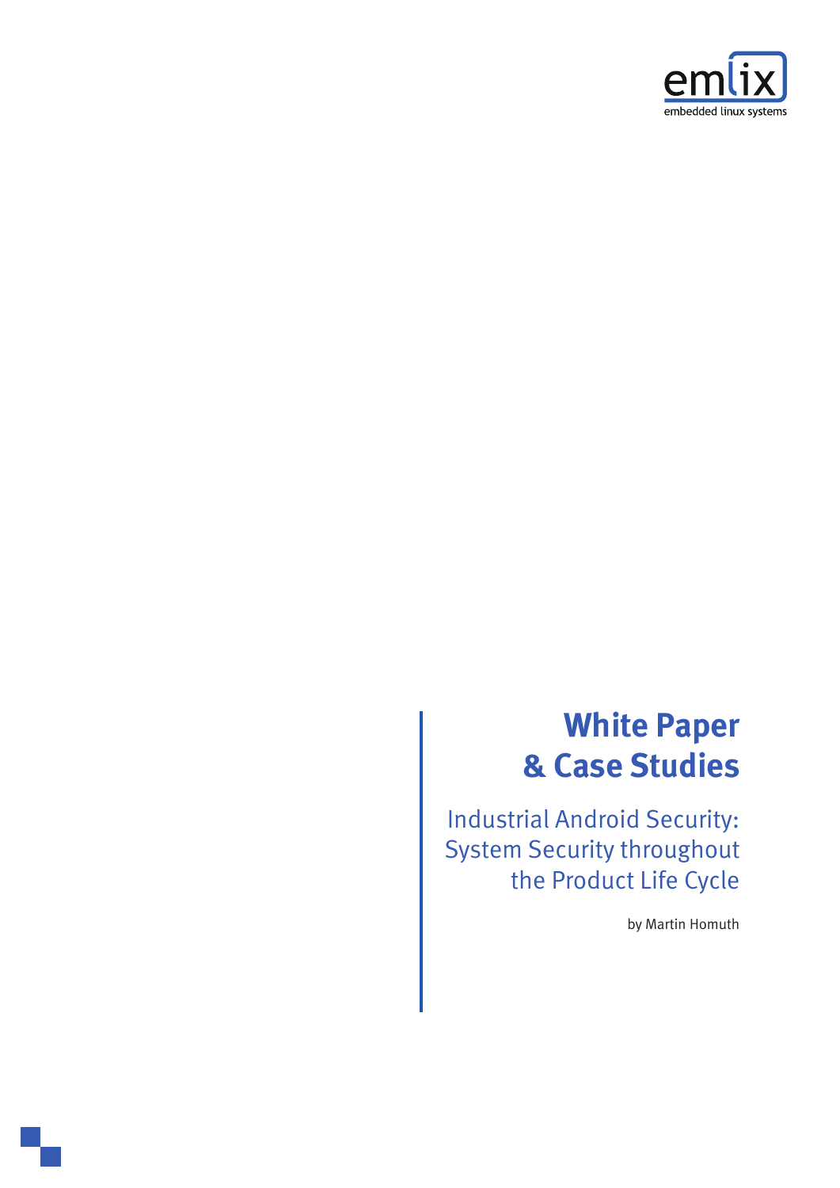emlix
embedded linux systems

# White Paper & Case Studies

## Industrial Android Security: System Security throughout the Product Life Cycle

by Martin Homuth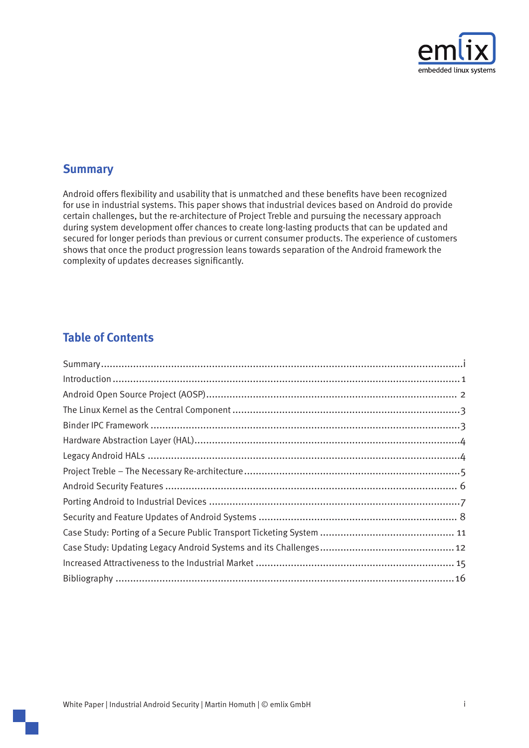## Summary

Android offers flexibility and usability that is unmatched and these benefits have been recognized for use in industrial systems. This paper shows that industrial devices based on Android do provide certain challenges, but the re-architecture of Project Treble and pursuing the necessary approach during system development offer chances to create long-lasting products that can be updated and secured for longer periods than previous or current consumer products. The experience of customers shows that once the product progression leans towards separation of the Android framework the complexity of updates decreases significantly.

## Table of Contents

Summary .......... i
Introduction .......... 1
Android Open Source Project (AOSP) .......... 2
The Linux Kernel as the Central Component .......... 3
Binder IPC Framework .......... 3
Hardware Abstraction Layer (HAL) .......... 4
Legacy Android HALs .......... 4
Project Treble – The Necessary Re-architecture .......... 5
Android Security Features .......... 6
Porting Android to Industrial Devices .......... 7
Security and Feature Updates of Android Systems .......... 8
Case Study: Porting of a Secure Public Transport Ticketing System .......... 11
Case Study: Updating Legacy Android Systems and its Challenges .......... 12
Increased Attractiveness to the Industrial Market .......... 15
Bibliography .......... 16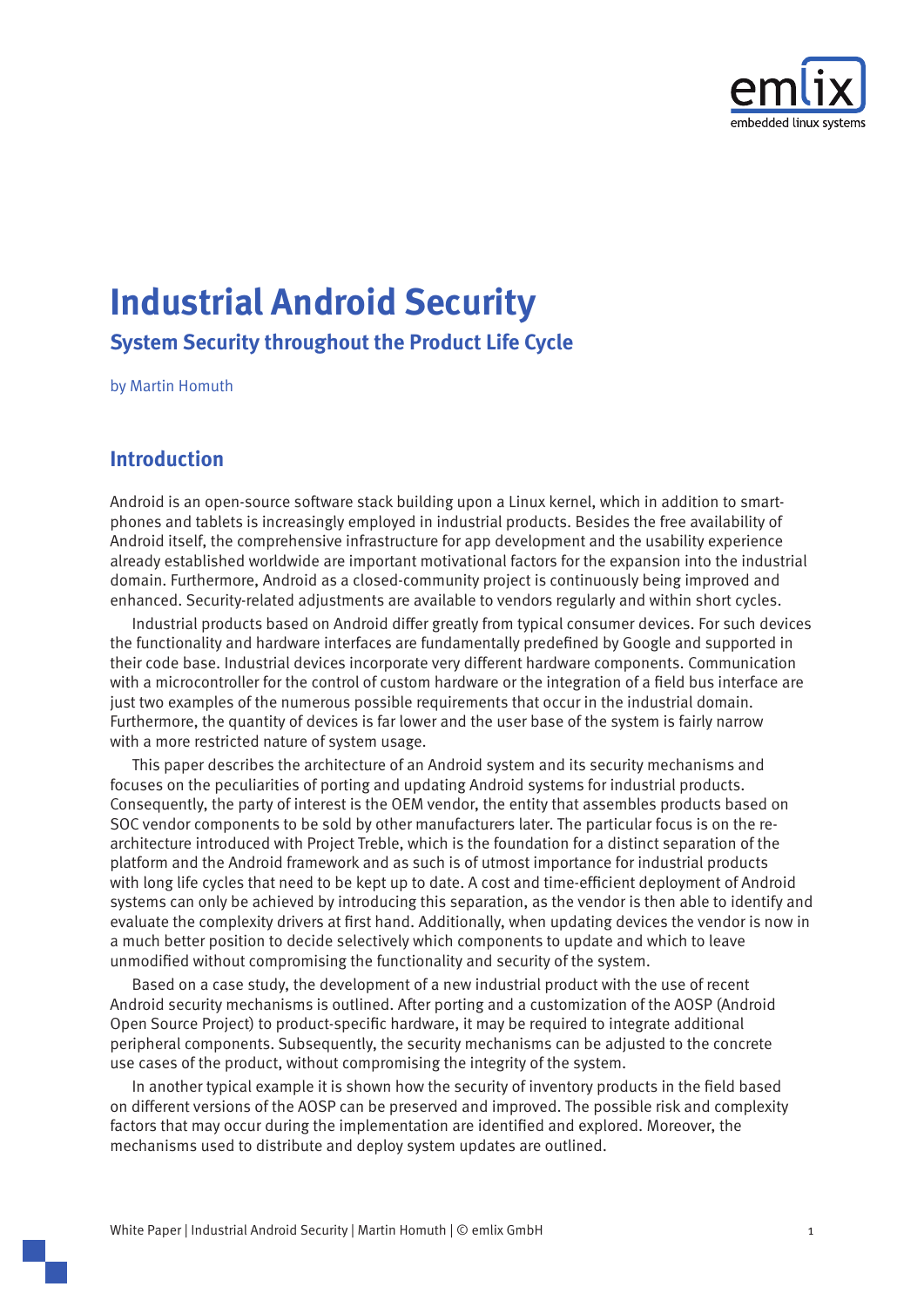# Industrial Android Security

## System Security throughout the Product Life Cycle

by Martin Homuth

## Introduction

Android is an open-source software stack building upon a Linux kernel, which in addition to smartphones and tablets is increasingly employed in industrial products. Besides the free availability of Android itself, the comprehensive infrastructure for app development and the usability experience already established worldwide are important motivational factors for the expansion into the industrial domain. Furthermore, Android as a closed-community project is continuously being improved and enhanced. Security-related adjustments are available to vendors regularly and within short cycles.

Industrial products based on Android differ greatly from typical consumer devices. For such devices the functionality and hardware interfaces are fundamentally predefined by Google and supported in their code base. Industrial devices incorporate very different hardware components. Communication with a microcontroller for the control of custom hardware or the integration of a field bus interface are just two examples of the numerous possible requirements that occur in the industrial domain. Furthermore, the quantity of devices is far lower and the user base of the system is fairly narrow with a more restricted nature of system usage.

This paper describes the architecture of an Android system and its security mechanisms and focuses on the peculiarities of porting and updating Android systems for industrial products. Consequently, the party of interest is the OEM vendor, the entity that assembles products based on SOC vendor components to be sold by other manufacturers later. The particular focus is on the re-architecture introduced with Project Treble, which is the foundation for a distinct separation of the platform and the Android framework and as such is of utmost importance for industrial products with long life cycles that need to be kept up to date. A cost and time-efficient deployment of Android systems can only be achieved by introducing this separation, as the vendor is then able to identify and evaluate the complexity drivers at first hand. Additionally, when updating devices the vendor is now in a much better position to decide selectively which components to update and which to leave unmodified without compromising the functionality and security of the system.

Based on a case study, the development of a new industrial product with the use of recent Android security mechanisms is outlined. After porting and a customization of the AOSP (Android Open Source Project) to product-specific hardware, it may be required to integrate additional peripheral components. Subsequently, the security mechanisms can be adjusted to the concrete use cases of the product, without compromising the integrity of the system.

In another typical example it is shown how the security of inventory products in the field based on different versions of the AOSP can be preserved and improved. The possible risk and complexity factors that may occur during the implementation are identified and explored. Moreover, the mechanisms used to distribute and deploy system updates are outlined.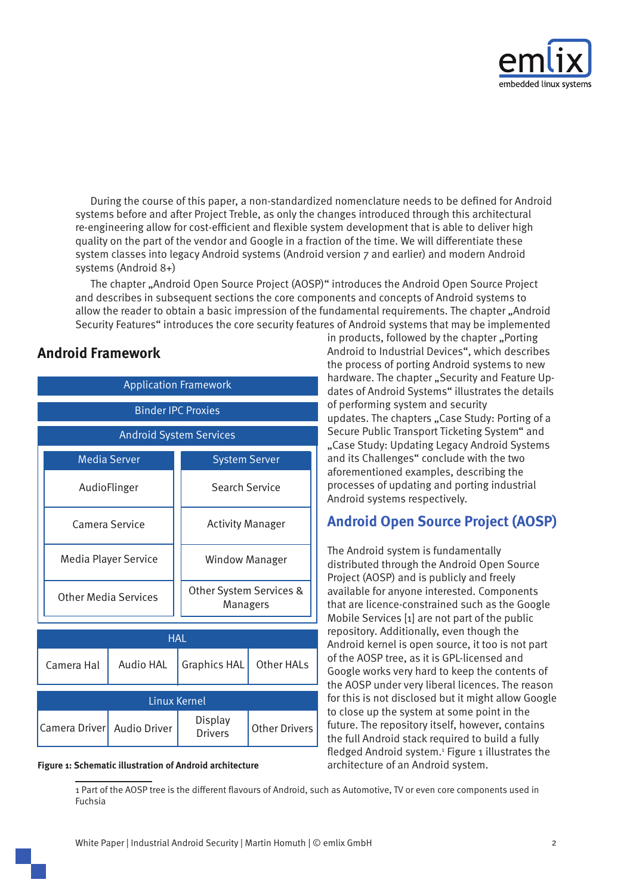During the course of this paper, a non-standardized nomenclature needs to be defined for Android systems before and after Project Treble, as only the changes introduced through this architectural re-engineering allow for cost-efficient and flexible system development that is able to deliver high quality on the part of the vendor and Google in a fraction of the time. We will differentiate these system classes into legacy Android systems (Android version 7 and earlier) and modern Android systems (Android 8+)

The chapter „Android Open Source Project (AOSP)" introduces the Android Open Source Project and describes in subsequent sections the core components and concepts of Android systems to allow the reader to obtain a basic impression of the fundamental requirements. The chapter „Android Security Features" introduces the core security features of Android systems that may be implemented in products, followed by the chapter „Porting Android to Industrial Devices", which describes the process of porting Android systems to new hardware. The chapter „Security and Feature Updates of Android Systems" illustrates the details of performing system and security updates. The chapters „Case Study: Porting of a Secure Public Transport Ticketing System" and „Case Study: Updating Legacy Android Systems and its Challenges" conclude with the two aforementioned examples, describing the processes of updating and porting industrial Android systems respectively.

## Android Open Source Project (AOSP)

The Android system is fundamentally distributed through the Android Open Source Project (AOSP) and is publicly and freely available for anyone interested. Components that are licence-constrained such as the Google Mobile Services [1] are not part of the public repository. Additionally, even though the Android kernel is open source, it too is not part of the AOSP tree, as it is GPL-licensed and Google works very hard to keep the contents of the AOSP under very liberal licences. The reason for this is not disclosed but it might allow Google to close up the system at some point in the future. The repository itself, however, contains the full Android stack required to build a fully fledged Android system.[1] Figure 1 illustrates the architecture of an Android system.

**Android Framework**

| Application Framework | | | |
|---|---|---|---|
| Binder IPC Proxies | | | |
| Android System Services | | | |
| Media Server | | System Server | |
| AudioFlinger | | Search Service | |
| Camera Service | | Activity Manager | |
| Media Player Service | | Window Manager | |
| Other Media Services | | Other System Services & Managers | |
| HAL | | | |
| Camera Hal | Audio HAL | Graphics HAL | Other HALs |
| Linux Kernel | | | |
| Camera Driver | Audio Driver | Display Drivers | Other Drivers |

**Figure 1: Schematic illustration of Android architecture**

1 Part of the AOSP tree is the different flavours of Android, such as Automotive, TV or even core components used in Fuchsia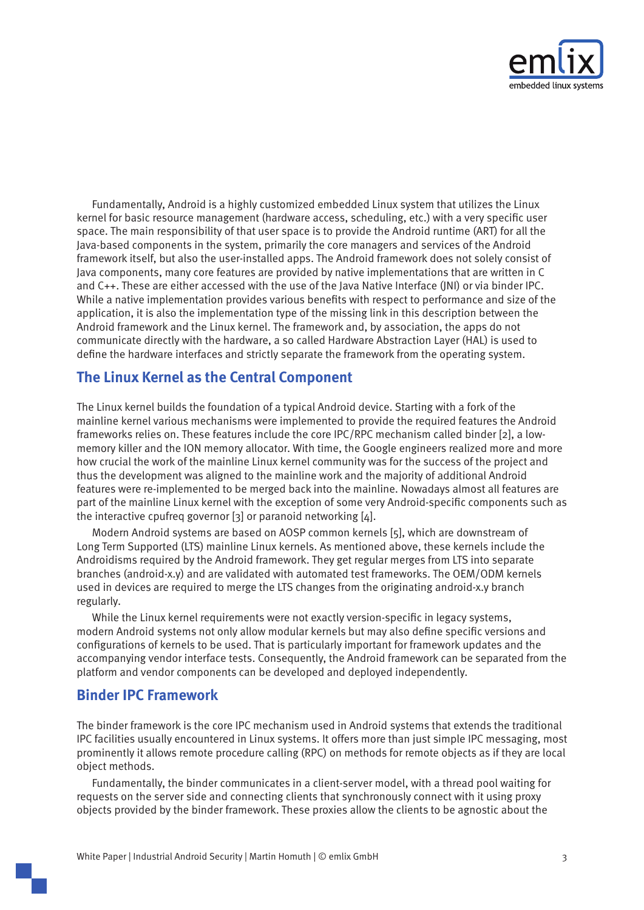Fundamentally, Android is a highly customized embedded Linux system that utilizes the Linux kernel for basic resource management (hardware access, scheduling, etc.) with a very specific user space. The main responsibility of that user space is to provide the Android runtime (ART) for all the Java-based components in the system, primarily the core managers and services of the Android framework itself, but also the user-installed apps. The Android framework does not solely consist of Java components, many core features are provided by native implementations that are written in C and C++. These are either accessed with the use of the Java Native Interface (JNI) or via binder IPC. While a native implementation provides various benefits with respect to performance and size of the application, it is also the implementation type of the missing link in this description between the Android framework and the Linux kernel. The framework and, by association, the apps do not communicate directly with the hardware, a so called Hardware Abstraction Layer (HAL) is used to define the hardware interfaces and strictly separate the framework from the operating system.

## The Linux Kernel as the Central Component

The Linux kernel builds the foundation of a typical Android device. Starting with a fork of the mainline kernel various mechanisms were implemented to provide the required features the Android frameworks relies on. These features include the core IPC/RPC mechanism called binder [2], a low-memory killer and the ION memory allocator. With time, the Google engineers realized more and more how crucial the work of the mainline Linux kernel community was for the success of the project and thus the development was aligned to the mainline work and the majority of additional Android features were re-implemented to be merged back into the mainline. Nowadays almost all features are part of the mainline Linux kernel with the exception of some very Android-specific components such as the interactive cpufreq governor [3] or paranoid networking [4].

Modern Android systems are based on AOSP common kernels [5], which are downstream of Long Term Supported (LTS) mainline Linux kernels. As mentioned above, these kernels include the Androidisms required by the Android framework. They get regular merges from LTS into separate branches (android-x.y) and are validated with automated test frameworks. The OEM/ODM kernels used in devices are required to merge the LTS changes from the originating android-x.y branch regularly.

While the Linux kernel requirements were not exactly version-specific in legacy systems, modern Android systems not only allow modular kernels but may also define specific versions and configurations of kernels to be used. That is particularly important for framework updates and the accompanying vendor interface tests. Consequently, the Android framework can be separated from the platform and vendor components can be developed and deployed independently.

## Binder IPC Framework

The binder framework is the core IPC mechanism used in Android systems that extends the traditional IPC facilities usually encountered in Linux systems. It offers more than just simple IPC messaging, most prominently it allows remote procedure calling (RPC) on methods for remote objects as if they are local object methods.

Fundamentally, the binder communicates in a client-server model, with a thread pool waiting for requests on the server side and connecting clients that synchronously connect with it using proxy objects provided by the binder framework. These proxies allow the clients to be agnostic about the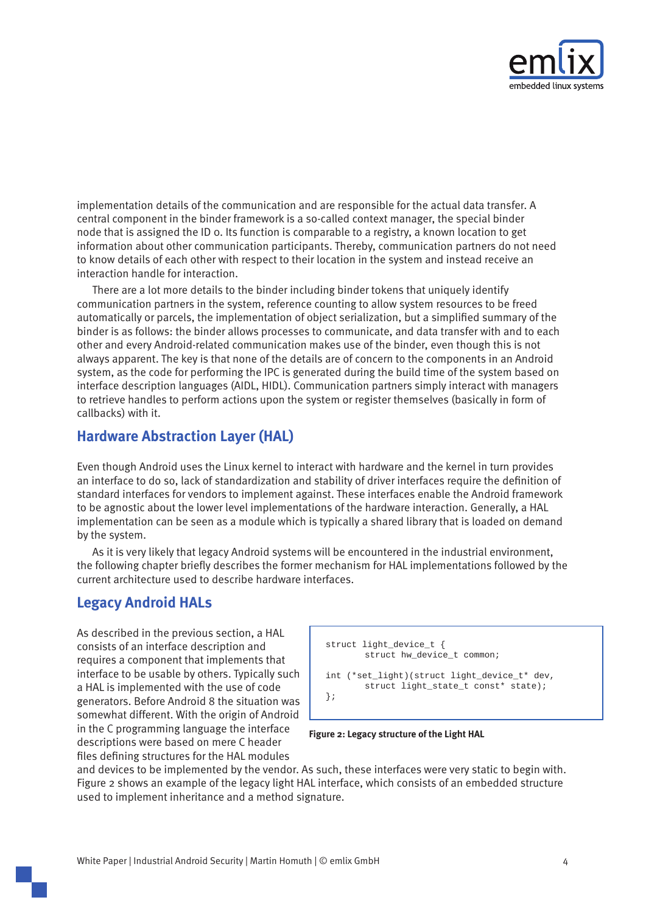implementation details of the communication and are responsible for the actual data transfer. A central component in the binder framework is a so-called context manager, the special binder node that is assigned the ID 0. Its function is comparable to a registry, a known location to get information about other communication participants. Thereby, communication partners do not need to know details of each other with respect to their location in the system and instead receive an interaction handle for interaction.

There are a lot more details to the binder including binder tokens that uniquely identify communication partners in the system, reference counting to allow system resources to be freed automatically or parcels, the implementation of object serialization, but a simplified summary of the binder is as follows: the binder allows processes to communicate, and data transfer with and to each other and every Android-related communication makes use of the binder, even though this is not always apparent. The key is that none of the details are of concern to the components in an Android system, as the code for performing the IPC is generated during the build time of the system based on interface description languages (AIDL, HIDL). Communication partners simply interact with managers to retrieve handles to perform actions upon the system or register themselves (basically in form of callbacks) with it.

## Hardware Abstraction Layer (HAL)

Even though Android uses the Linux kernel to interact with hardware and the kernel in turn provides an interface to do so, lack of standardization and stability of driver interfaces require the definition of standard interfaces for vendors to implement against. These interfaces enable the Android framework to be agnostic about the lower level implementations of the hardware interaction. Generally, a HAL implementation can be seen as a module which is typically a shared library that is loaded on demand by the system.

As it is very likely that legacy Android systems will be encountered in the industrial environment, the following chapter briefly describes the former mechanism for HAL implementations followed by the current architecture used to describe hardware interfaces.

## Legacy Android HALs

As described in the previous section, a HAL consists of an interface description and requires a component that implements that interface to be usable by others. Typically such a HAL is implemented with the use of code generators. Before Android 8 the situation was somewhat different. With the origin of Android in the C programming language the interface descriptions were based on mere C header files defining structures for the HAL modules and devices to be implemented by the vendor. As such, these interfaces were very static to begin with. Figure 2 shows an example of the legacy light HAL interface, which consists of an embedded structure used to implement inheritance and a method signature.

```
struct light_device_t {
        struct hw_device_t common;

int (*set_light)(struct light_device_t* dev,
        struct light_state_t const* state);
};
```

**Figure 2: Legacy structure of the Light HAL**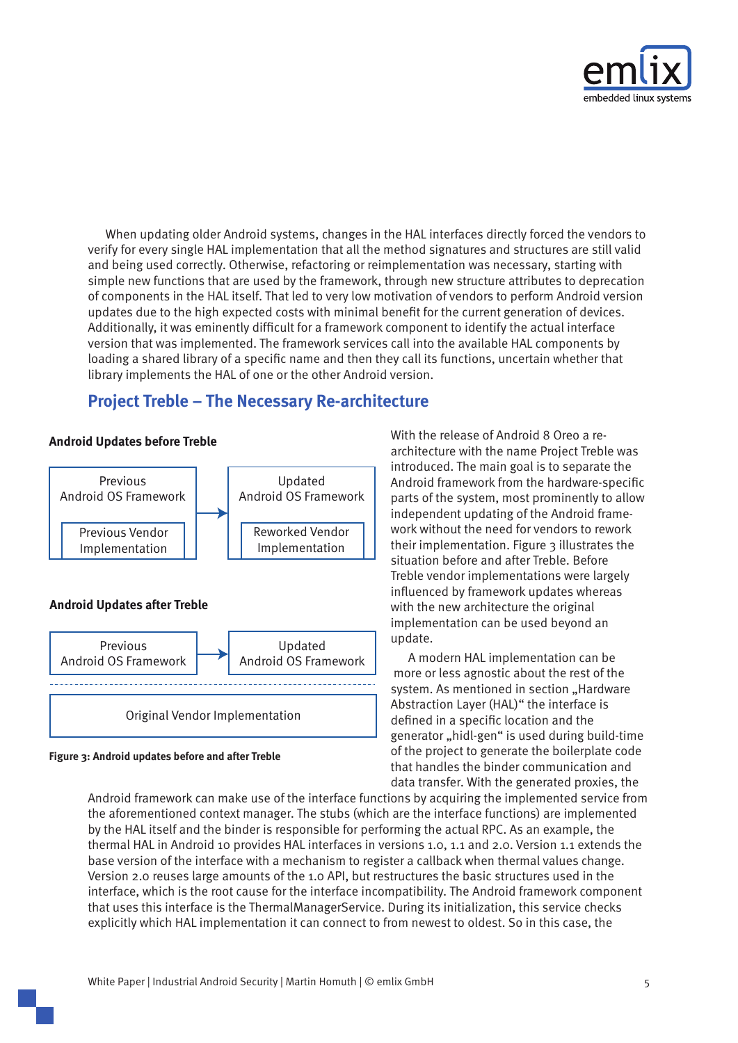When updating older Android systems, changes in the HAL interfaces directly forced the vendors to verify for every single HAL implementation that all the method signatures and structures are still valid and being used correctly. Otherwise, refactoring or reimplementation was necessary, starting with simple new functions that are used by the framework, through new structure attributes to deprecation of components in the HAL itself. That led to very low motivation of vendors to perform Android version updates due to the high expected costs with minimal benefit for the current generation of devices. Additionally, it was eminently difficult for a framework component to identify the actual interface version that was implemented. The framework services call into the available HAL components by loading a shared library of a specific name and then they call its functions, uncertain whether that library implements the HAL of one or the other Android version.

## Project Treble – The Necessary Re-architecture

**Android Updates before Treble**

Previous Android OS Framework / Previous Vendor Implementation → Updated Android OS Framework / Reworked Vendor Implementation

**Android Updates after Treble**

Previous Android OS Framework → Updated Android OS Framework

Original Vendor Implementation

**Figure 3: Android updates before and after Treble**

With the release of Android 8 Oreo a re-architecture with the name Project Treble was introduced. The main goal is to separate the Android framework from the hardware-specific parts of the system, most prominently to allow independent updating of the Android framework without the need for vendors to rework their implementation. Figure 3 illustrates the situation before and after Treble. Before Treble vendor implementations were largely influenced by framework updates whereas with the new architecture the original implementation can be used beyond an update.

A modern HAL implementation can be more or less agnostic about the rest of the system. As mentioned in section „Hardware Abstraction Layer (HAL)“ the interface is defined in a specific location and the generator „hidl-gen“ is used during build-time of the project to generate the boilerplate code that handles the binder communication and data transfer. With the generated proxies, the Android framework can make use of the interface functions by acquiring the implemented service from the aforementioned context manager. The stubs (which are the interface functions) are implemented by the HAL itself and the binder is responsible for performing the actual RPC. As an example, the thermal HAL in Android 10 provides HAL interfaces in versions 1.0, 1.1 and 2.0. Version 1.1 extends the base version of the interface with a mechanism to register a callback when thermal values change. Version 2.0 reuses large amounts of the 1.0 API, but restructures the basic structures used in the interface, which is the root cause for the interface incompatibility. The Android framework component that uses this interface is the ThermalManagerService. During its initialization, this service checks explicitly which HAL implementation it can connect to from newest to oldest. So in this case, the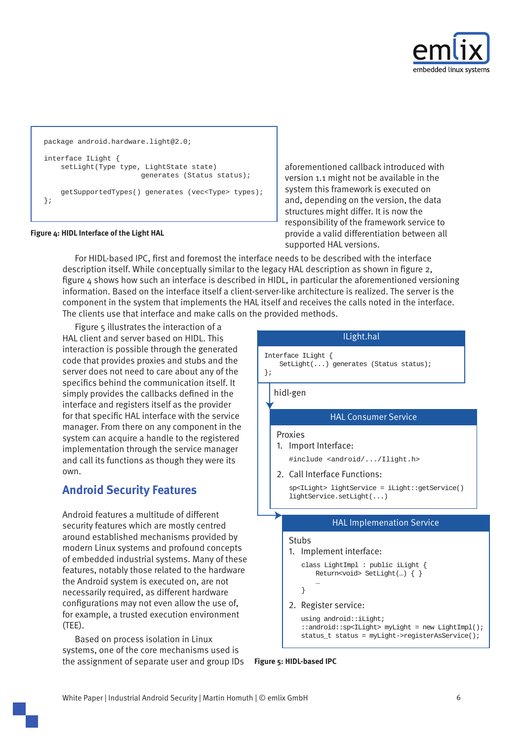```
package android.hardware.light@2.0;

interface ILight {
    setLight(Type type, LightState state)
                        generates (Status status);

    getSupportedTypes() generates (vec<Type> types);
};
```

**Figure 4: HIDL Interface of the Light HAL**

aforementioned callback introduced with version 1.1 might not be available in the system this framework is executed on and, depending on the version, the data structures might differ. It is now the responsibility of the framework service to provide a valid differentiation between all supported HAL versions.

For HIDL-based IPC, first and foremost the interface needs to be described with the interface description itself. While conceptually similar to the legacy HAL description as shown in figure 2, figure 4 shows how such an interface is described in HIDL, in particular the aforementioned versioning information. Based on the interface itself a client-server-like architecture is realized. The server is the component in the system that implements the HAL itself and receives the calls noted in the interface. The clients use that interface and make calls on the provided methods.

Figure 5 illustrates the interaction of a HAL client and server based on HIDL. This interaction is possible through the generated code that provides proxies and stubs and the server does not need to care about any of the specifics behind the communication itself. It simply provides the callbacks defined in the interface and registers itself as the provider for that specific HAL interface with the service manager. From there on any component in the system can acquire a handle to the registered implementation through the service manager and call its functions as though they were its own.

**ILight.hal**

```
Interface ILight {
    SetLight(...) generates (Status status);
};
```

hidl-gen

**HAL Consumer Service**

Proxies

1. Import Interface:

```
#include <android/.../Ilight.h>
```

2. Call Interface Functions:

```
sp<ILight> lightService = iLight::getService()
lightService.setLight(...)
```

**HAL Implemenation Service**

Stubs

1. Implement interface:

```
class LightImpl : public iLight {
    Return<void> SetLight(…) { }
    …
}
```

2. Register service:

```
using android::iLight;
::android::sp<ILight> myLight = new LightImpl();
status_t status = myLight->registerAsService();
```

**Figure 5: HIDL-based IPC**

## Android Security Features

Android features a multitude of different security features which are mostly centred around established mechanisms provided by modern Linux systems and profound concepts of embedded industrial systems. Many of these features, notably those related to the hardware the Android system is executed on, are not necessarily required, as different hardware configurations may not even allow the use of, for example, a trusted execution environment (TEE).

Based on process isolation in Linux systems, one of the core mechanisms used is the assignment of separate user and group IDs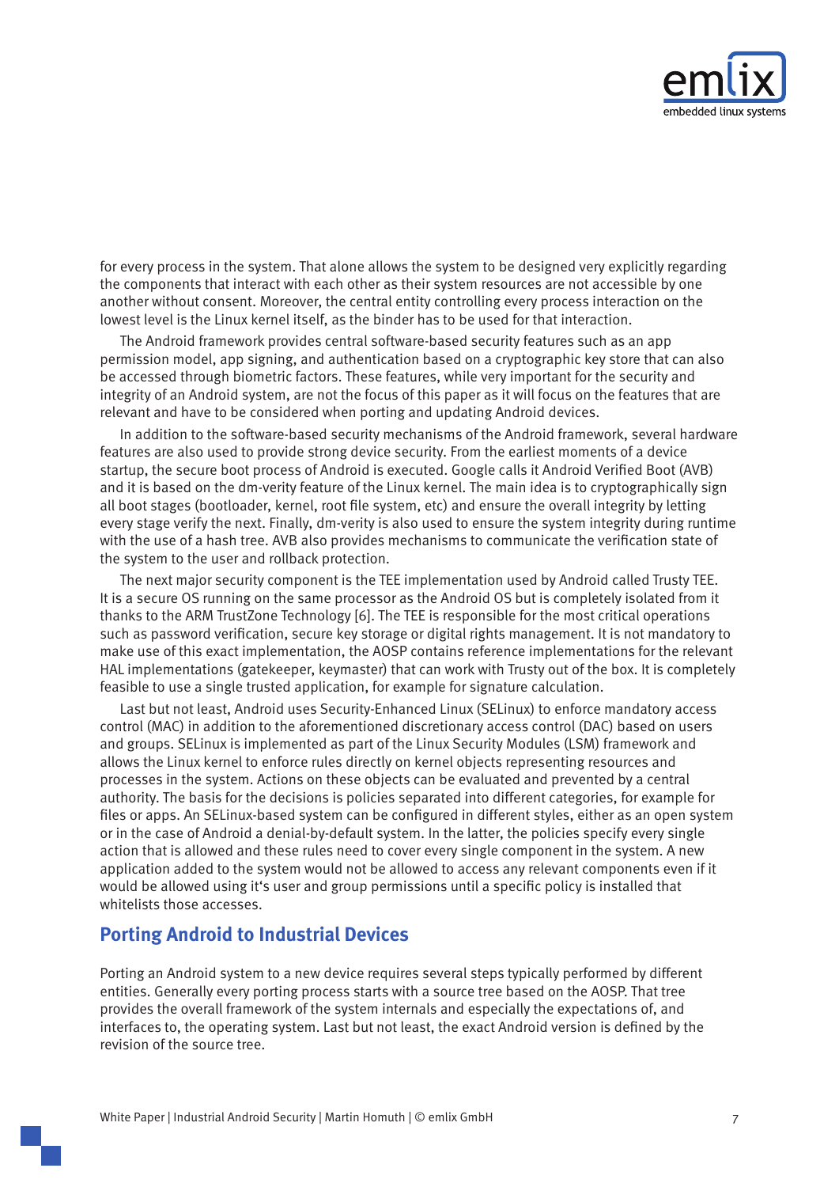for every process in the system. That alone allows the system to be designed very explicitly regarding the components that interact with each other as their system resources are not accessible by one another without consent. Moreover, the central entity controlling every process interaction on the lowest level is the Linux kernel itself, as the binder has to be used for that interaction.

The Android framework provides central software-based security features such as an app permission model, app signing, and authentication based on a cryptographic key store that can also be accessed through biometric factors. These features, while very important for the security and integrity of an Android system, are not the focus of this paper as it will focus on the features that are relevant and have to be considered when porting and updating Android devices.

In addition to the software-based security mechanisms of the Android framework, several hardware features are also used to provide strong device security. From the earliest moments of a device startup, the secure boot process of Android is executed. Google calls it Android Verified Boot (AVB) and it is based on the dm-verity feature of the Linux kernel. The main idea is to cryptographically sign all boot stages (bootloader, kernel, root file system, etc) and ensure the overall integrity by letting every stage verify the next. Finally, dm-verity is also used to ensure the system integrity during runtime with the use of a hash tree. AVB also provides mechanisms to communicate the verification state of the system to the user and rollback protection.

The next major security component is the TEE implementation used by Android called Trusty TEE. It is a secure OS running on the same processor as the Android OS but is completely isolated from it thanks to the ARM TrustZone Technology [6]. The TEE is responsible for the most critical operations such as password verification, secure key storage or digital rights management. It is not mandatory to make use of this exact implementation, the AOSP contains reference implementations for the relevant HAL implementations (gatekeeper, keymaster) that can work with Trusty out of the box. It is completely feasible to use a single trusted application, for example for signature calculation.

Last but not least, Android uses Security-Enhanced Linux (SELinux) to enforce mandatory access control (MAC) in addition to the aforementioned discretionary access control (DAC) based on users and groups. SELinux is implemented as part of the Linux Security Modules (LSM) framework and allows the Linux kernel to enforce rules directly on kernel objects representing resources and processes in the system. Actions on these objects can be evaluated and prevented by a central authority. The basis for the decisions is policies separated into different categories, for example for files or apps. An SELinux-based system can be configured in different styles, either as an open system or in the case of Android a denial-by-default system. In the latter, the policies specify every single action that is allowed and these rules need to cover every single component in the system. A new application added to the system would not be allowed to access any relevant components even if it would be allowed using it‘s user and group permissions until a specific policy is installed that whitelists those accesses.

## Porting Android to Industrial Devices

Porting an Android system to a new device requires several steps typically performed by different entities. Generally every porting process starts with a source tree based on the AOSP. That tree provides the overall framework of the system internals and especially the expectations of, and interfaces to, the operating system. Last but not least, the exact Android version is defined by the revision of the source tree.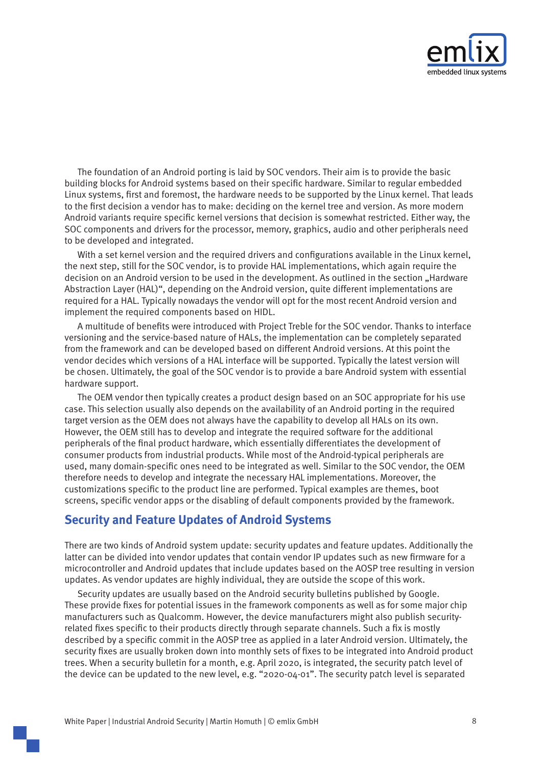The foundation of an Android porting is laid by SOC vendors. Their aim is to provide the basic building blocks for Android systems based on their specific hardware. Similar to regular embedded Linux systems, first and foremost, the hardware needs to be supported by the Linux kernel. That leads to the first decision a vendor has to make: deciding on the kernel tree and version. As more modern Android variants require specific kernel versions that decision is somewhat restricted. Either way, the SOC components and drivers for the processor, memory, graphics, audio and other peripherals need to be developed and integrated.

With a set kernel version and the required drivers and configurations available in the Linux kernel, the next step, still for the SOC vendor, is to provide HAL implementations, which again require the decision on an Android version to be used in the development. As outlined in the section „Hardware Abstraction Layer (HAL)", depending on the Android version, quite different implementations are required for a HAL. Typically nowadays the vendor will opt for the most recent Android version and implement the required components based on HIDL.

A multitude of benefits were introduced with Project Treble for the SOC vendor. Thanks to interface versioning and the service-based nature of HALs, the implementation can be completely separated from the framework and can be developed based on different Android versions. At this point the vendor decides which versions of a HAL interface will be supported. Typically the latest version will be chosen. Ultimately, the goal of the SOC vendor is to provide a bare Android system with essential hardware support.

The OEM vendor then typically creates a product design based on an SOC appropriate for his use case. This selection usually also depends on the availability of an Android porting in the required target version as the OEM does not always have the capability to develop all HALs on its own. However, the OEM still has to develop and integrate the required software for the additional peripherals of the final product hardware, which essentially differentiates the development of consumer products from industrial products. While most of the Android-typical peripherals are used, many domain-specific ones need to be integrated as well. Similar to the SOC vendor, the OEM therefore needs to develop and integrate the necessary HAL implementations. Moreover, the customizations specific to the product line are performed. Typical examples are themes, boot screens, specific vendor apps or the disabling of default components provided by the framework.

## Security and Feature Updates of Android Systems

There are two kinds of Android system update: security updates and feature updates. Additionally the latter can be divided into vendor updates that contain vendor IP updates such as new firmware for a microcontroller and Android updates that include updates based on the AOSP tree resulting in version updates. As vendor updates are highly individual, they are outside the scope of this work.

Security updates are usually based on the Android security bulletins published by Google. These provide fixes for potential issues in the framework components as well as for some major chip manufacturers such as Qualcomm. However, the device manufacturers might also publish security-related fixes specific to their products directly through separate channels. Such a fix is mostly described by a specific commit in the AOSP tree as applied in a later Android version. Ultimately, the security fixes are usually broken down into monthly sets of fixes to be integrated into Android product trees. When a security bulletin for a month, e.g. April 2020, is integrated, the security patch level of the device can be updated to the new level, e.g. "2020-04-01". The security patch level is separated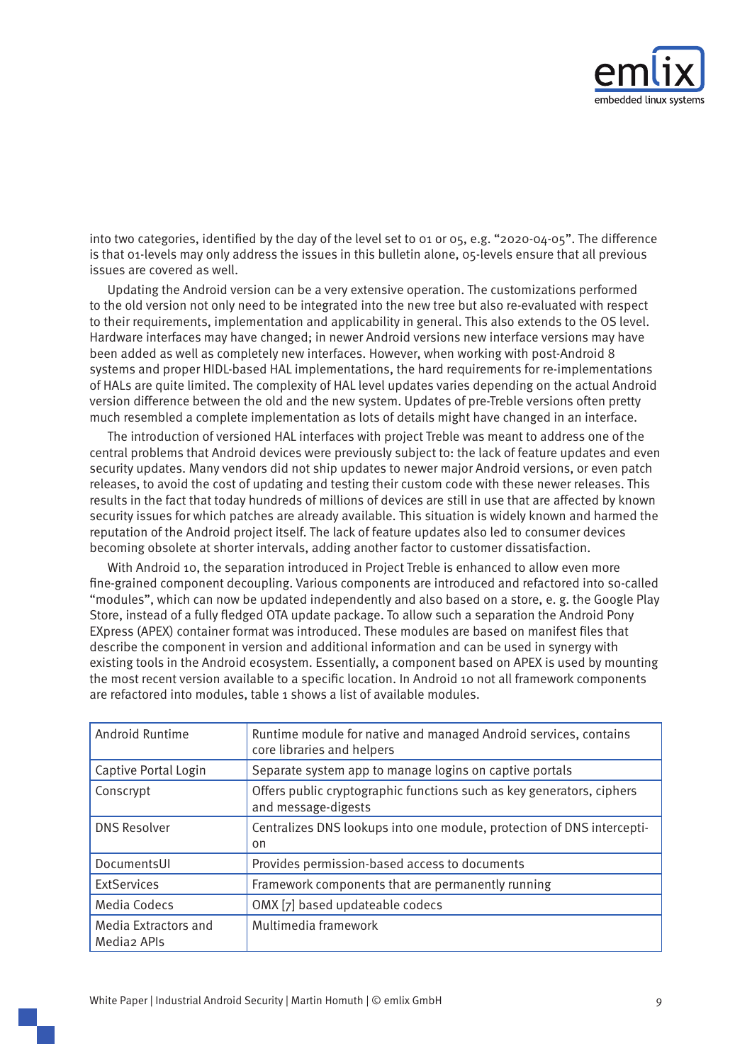into two categories, identified by the day of the level set to 01 or 05, e.g. "2020-04-05". The difference is that 01-levels may only address the issues in this bulletin alone, 05-levels ensure that all previous issues are covered as well.

Updating the Android version can be a very extensive operation. The customizations performed to the old version not only need to be integrated into the new tree but also re-evaluated with respect to their requirements, implementation and applicability in general. This also extends to the OS level. Hardware interfaces may have changed; in newer Android versions new interface versions may have been added as well as completely new interfaces. However, when working with post-Android 8 systems and proper HIDL-based HAL implementations, the hard requirements for re-implementations of HALs are quite limited. The complexity of HAL level updates varies depending on the actual Android version difference between the old and the new system. Updates of pre-Treble versions often pretty much resembled a complete implementation as lots of details might have changed in an interface.

The introduction of versioned HAL interfaces with project Treble was meant to address one of the central problems that Android devices were previously subject to: the lack of feature updates and even security updates. Many vendors did not ship updates to newer major Android versions, or even patch releases, to avoid the cost of updating and testing their custom code with these newer releases. This results in the fact that today hundreds of millions of devices are still in use that are affected by known security issues for which patches are already available. This situation is widely known and harmed the reputation of the Android project itself. The lack of feature updates also led to consumer devices becoming obsolete at shorter intervals, adding another factor to customer dissatisfaction.

With Android 10, the separation introduced in Project Treble is enhanced to allow even more fine-grained component decoupling. Various components are introduced and refactored into so-called "modules", which can now be updated independently and also based on a store, e. g. the Google Play Store, instead of a fully fledged OTA update package. To allow such a separation the Android Pony EXpress (APEX) container format was introduced. These modules are based on manifest files that describe the component in version and additional information and can be used in synergy with existing tools in the Android ecosystem. Essentially, a component based on APEX is used by mounting the most recent version available to a specific location. In Android 10 not all framework components are refactored into modules, table 1 shows a list of available modules.

| | |
|---|---|
| Android Runtime | Runtime module for native and managed Android services, contains core libraries and helpers |
| Captive Portal Login | Separate system app to manage logins on captive portals |
| Conscrypt | Offers public cryptographic functions such as key generators, ciphers and message-digests |
| DNS Resolver | Centralizes DNS lookups into one module, protection of DNS interception |
| DocumentsUI | Provides permission-based access to documents |
| ExtServices | Framework components that are permanently running |
| Media Codecs | OMX [7] based updateable codecs |
| Media Extractors and Media2 APIs | Multimedia framework |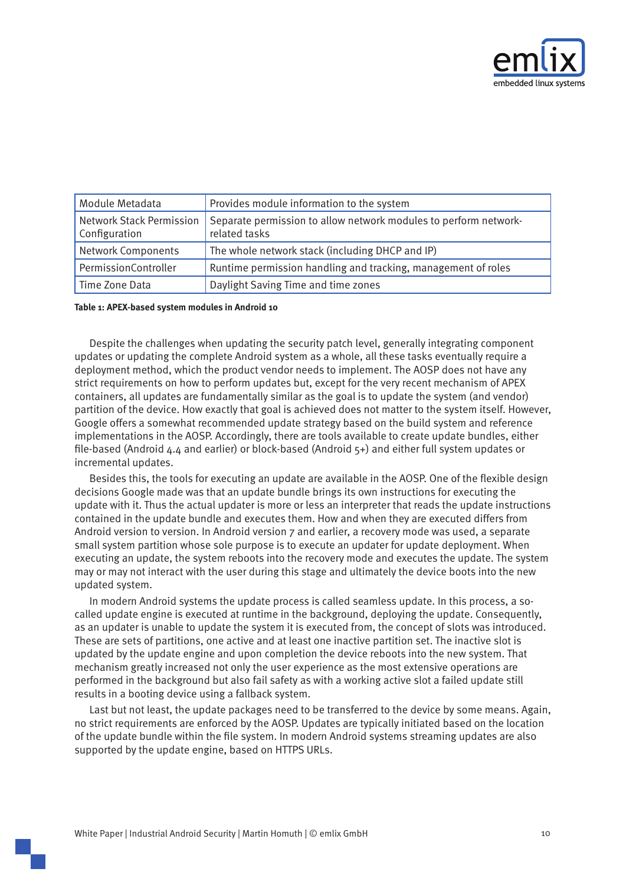| Module Metadata | Provides module information to the system |
|---|---|
| Network Stack Permission Configuration | Separate permission to allow network modules to perform network-related tasks |
| Network Components | The whole network stack (including DHCP and IP) |
| PermissionController | Runtime permission handling and tracking, management of roles |
| Time Zone Data | Daylight Saving Time and time zones |

**Table 1: APEX-based system modules in Android 10**

Despite the challenges when updating the security patch level, generally integrating component updates or updating the complete Android system as a whole, all these tasks eventually require a deployment method, which the product vendor needs to implement. The AOSP does not have any strict requirements on how to perform updates but, except for the very recent mechanism of APEX containers, all updates are fundamentally similar as the goal is to update the system (and vendor) partition of the device. How exactly that goal is achieved does not matter to the system itself. However, Google offers a somewhat recommended update strategy based on the build system and reference implementations in the AOSP. Accordingly, there are tools available to create update bundles, either file-based (Android 4.4 and earlier) or block-based (Android 5+) and either full system updates or incremental updates.

Besides this, the tools for executing an update are available in the AOSP. One of the flexible design decisions Google made was that an update bundle brings its own instructions for executing the update with it. Thus the actual updater is more or less an interpreter that reads the update instructions contained in the update bundle and executes them. How and when they are executed differs from Android version to version. In Android version 7 and earlier, a recovery mode was used, a separate small system partition whose sole purpose is to execute an updater for update deployment. When executing an update, the system reboots into the recovery mode and executes the update. The system may or may not interact with the user during this stage and ultimately the device boots into the new updated system.

In modern Android systems the update process is called seamless update. In this process, a so-called update engine is executed at runtime in the background, deploying the update. Consequently, as an updater is unable to update the system it is executed from, the concept of slots was introduced. These are sets of partitions, one active and at least one inactive partition set. The inactive slot is updated by the update engine and upon completion the device reboots into the new system. That mechanism greatly increased not only the user experience as the most extensive operations are performed in the background but also fail safety as with a working active slot a failed update still results in a booting device using a fallback system.

Last but not least, the update packages need to be transferred to the device by some means. Again, no strict requirements are enforced by the AOSP. Updates are typically initiated based on the location of the update bundle within the file system. In modern Android systems streaming updates are also supported by the update engine, based on HTTPS URLs.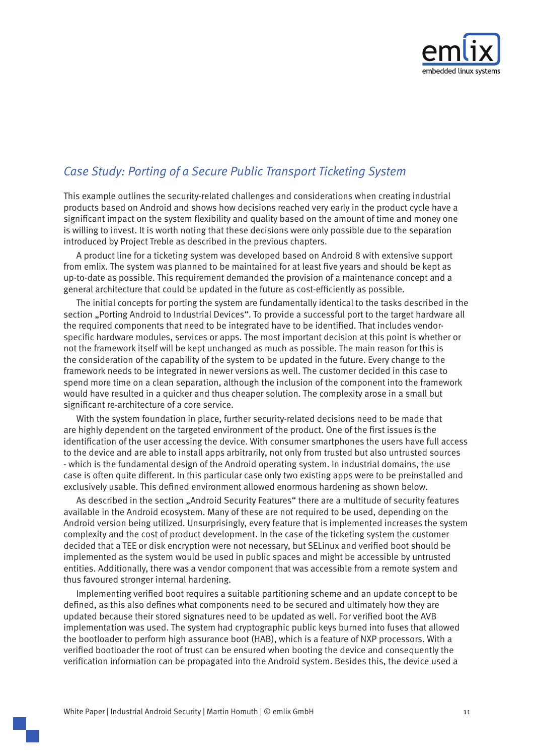## *Case Study: Porting of a Secure Public Transport Ticketing System*

This example outlines the security-related challenges and considerations when creating industrial products based on Android and shows how decisions reached very early in the product cycle have a significant impact on the system flexibility and quality based on the amount of time and money one is willing to invest. It is worth noting that these decisions were only possible due to the separation introduced by Project Treble as described in the previous chapters.

A product line for a ticketing system was developed based on Android 8 with extensive support from emlix. The system was planned to be maintained for at least five years and should be kept as up-to-date as possible. This requirement demanded the provision of a maintenance concept and a general architecture that could be updated in the future as cost-efficiently as possible.

The initial concepts for porting the system are fundamentally identical to the tasks described in the section „Porting Android to Industrial Devices". To provide a successful port to the target hardware all the required components that need to be integrated have to be identified. That includes vendor-specific hardware modules, services or apps. The most important decision at this point is whether or not the framework itself will be kept unchanged as much as possible. The main reason for this is the consideration of the capability of the system to be updated in the future. Every change to the framework needs to be integrated in newer versions as well. The customer decided in this case to spend more time on a clean separation, although the inclusion of the component into the framework would have resulted in a quicker and thus cheaper solution. The complexity arose in a small but significant re-architecture of a core service.

With the system foundation in place, further security-related decisions need to be made that are highly dependent on the targeted environment of the product. One of the first issues is the identification of the user accessing the device. With consumer smartphones the users have full access to the device and are able to install apps arbitrarily, not only from trusted but also untrusted sources - which is the fundamental design of the Android operating system. In industrial domains, the use case is often quite different. In this particular case only two existing apps were to be preinstalled and exclusively usable. This defined environment allowed enormous hardening as shown below.

As described in the section „Android Security Features" there are a multitude of security features available in the Android ecosystem. Many of these are not required to be used, depending on the Android version being utilized. Unsurprisingly, every feature that is implemented increases the system complexity and the cost of product development. In the case of the ticketing system the customer decided that a TEE or disk encryption were not necessary, but SELinux and verified boot should be implemented as the system would be used in public spaces and might be accessible by untrusted entities. Additionally, there was a vendor component that was accessible from a remote system and thus favoured stronger internal hardening.

Implementing verified boot requires a suitable partitioning scheme and an update concept to be defined, as this also defines what components need to be secured and ultimately how they are updated because their stored signatures need to be updated as well. For verified boot the AVB implementation was used. The system had cryptographic public keys burned into fuses that allowed the bootloader to perform high assurance boot (HAB), which is a feature of NXP processors. With a verified bootloader the root of trust can be ensured when booting the device and consequently the verification information can be propagated into the Android system. Besides this, the device used a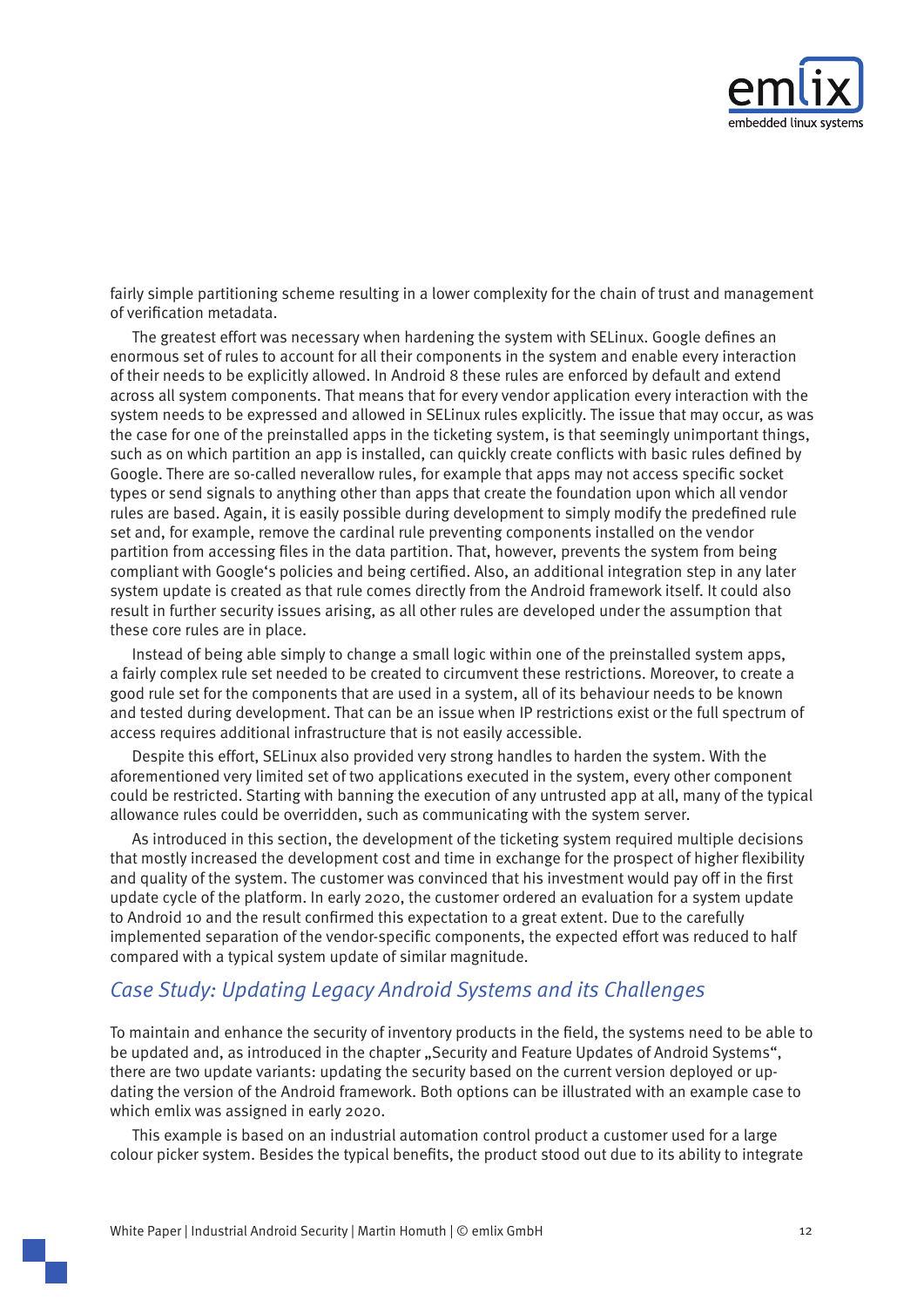fairly simple partitioning scheme resulting in a lower complexity for the chain of trust and management of verification metadata.

The greatest effort was necessary when hardening the system with SELinux. Google defines an enormous set of rules to account for all their components in the system and enable every interaction of their needs to be explicitly allowed. In Android 8 these rules are enforced by default and extend across all system components. That means that for every vendor application every interaction with the system needs to be expressed and allowed in SELinux rules explicitly. The issue that may occur, as was the case for one of the preinstalled apps in the ticketing system, is that seemingly unimportant things, such as on which partition an app is installed, can quickly create conflicts with basic rules defined by Google. There are so-called neverallow rules, for example that apps may not access specific socket types or send signals to anything other than apps that create the foundation upon which all vendor rules are based. Again, it is easily possible during development to simply modify the predefined rule set and, for example, remove the cardinal rule preventing components installed on the vendor partition from accessing files in the data partition. That, however, prevents the system from being compliant with Google's policies and being certified. Also, an additional integration step in any later system update is created as that rule comes directly from the Android framework itself. It could also result in further security issues arising, as all other rules are developed under the assumption that these core rules are in place.

Instead of being able simply to change a small logic within one of the preinstalled system apps, a fairly complex rule set needed to be created to circumvent these restrictions. Moreover, to create a good rule set for the components that are used in a system, all of its behaviour needs to be known and tested during development. That can be an issue when IP restrictions exist or the full spectrum of access requires additional infrastructure that is not easily accessible.

Despite this effort, SELinux also provided very strong handles to harden the system. With the aforementioned very limited set of two applications executed in the system, every other component could be restricted. Starting with banning the execution of any untrusted app at all, many of the typical allowance rules could be overridden, such as communicating with the system server.

As introduced in this section, the development of the ticketing system required multiple decisions that mostly increased the development cost and time in exchange for the prospect of higher flexibility and quality of the system. The customer was convinced that his investment would pay off in the first update cycle of the platform. In early 2020, the customer ordered an evaluation for a system update to Android 10 and the result confirmed this expectation to a great extent. Due to the carefully implemented separation of the vendor-specific components, the expected effort was reduced to half compared with a typical system update of similar magnitude.

## *Case Study: Updating Legacy Android Systems and its Challenges*

To maintain and enhance the security of inventory products in the field, the systems need to be able to be updated and, as introduced in the chapter „Security and Feature Updates of Android Systems“, there are two update variants: updating the security based on the current version deployed or updating the version of the Android framework. Both options can be illustrated with an example case to which emlix was assigned in early 2020.

This example is based on an industrial automation control product a customer used for a large colour picker system. Besides the typical benefits, the product stood out due to its ability to integrate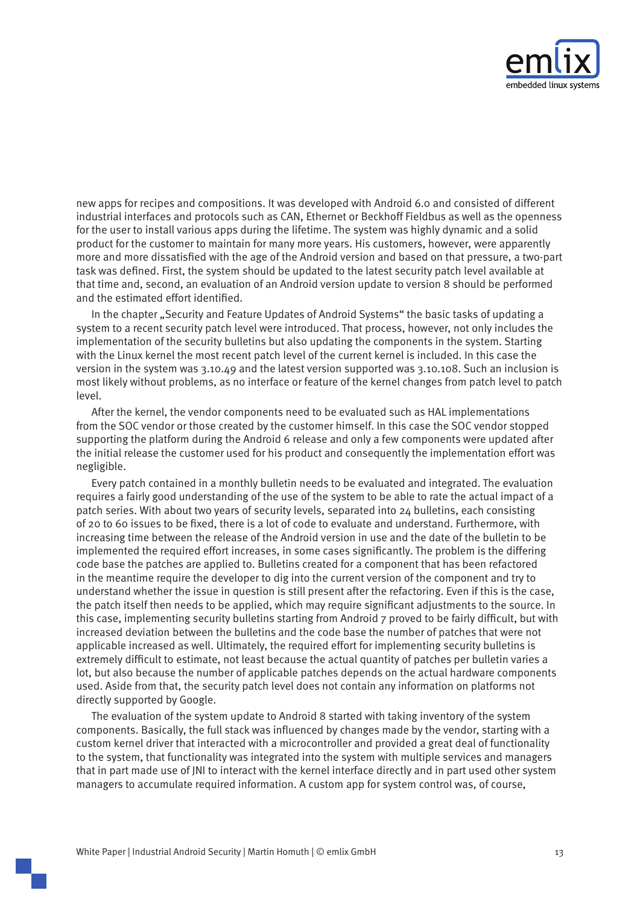new apps for recipes and compositions. It was developed with Android 6.0 and consisted of different industrial interfaces and protocols such as CAN, Ethernet or Beckhoff Fieldbus as well as the openness for the user to install various apps during the lifetime. The system was highly dynamic and a solid product for the customer to maintain for many more years. His customers, however, were apparently more and more dissatisfied with the age of the Android version and based on that pressure, a two-part task was defined. First, the system should be updated to the latest security patch level available at that time and, second, an evaluation of an Android version update to version 8 should be performed and the estimated effort identified.

In the chapter „Security and Feature Updates of Android Systems" the basic tasks of updating a system to a recent security patch level were introduced. That process, however, not only includes the implementation of the security bulletins but also updating the components in the system. Starting with the Linux kernel the most recent patch level of the current kernel is included. In this case the version in the system was 3.10.49 and the latest version supported was 3.10.108. Such an inclusion is most likely without problems, as no interface or feature of the kernel changes from patch level to patch level.

After the kernel, the vendor components need to be evaluated such as HAL implementations from the SOC vendor or those created by the customer himself. In this case the SOC vendor stopped supporting the platform during the Android 6 release and only a few components were updated after the initial release the customer used for his product and consequently the implementation effort was negligible.

Every patch contained in a monthly bulletin needs to be evaluated and integrated. The evaluation requires a fairly good understanding of the use of the system to be able to rate the actual impact of a patch series. With about two years of security levels, separated into 24 bulletins, each consisting of 20 to 60 issues to be fixed, there is a lot of code to evaluate and understand. Furthermore, with increasing time between the release of the Android version in use and the date of the bulletin to be implemented the required effort increases, in some cases significantly. The problem is the differing code base the patches are applied to. Bulletins created for a component that has been refactored in the meantime require the developer to dig into the current version of the component and try to understand whether the issue in question is still present after the refactoring. Even if this is the case, the patch itself then needs to be applied, which may require significant adjustments to the source. In this case, implementing security bulletins starting from Android 7 proved to be fairly difficult, but with increased deviation between the bulletins and the code base the number of patches that were not applicable increased as well. Ultimately, the required effort for implementing security bulletins is extremely difficult to estimate, not least because the actual quantity of patches per bulletin varies a lot, but also because the number of applicable patches depends on the actual hardware components used. Aside from that, the security patch level does not contain any information on platforms not directly supported by Google.

The evaluation of the system update to Android 8 started with taking inventory of the system components. Basically, the full stack was influenced by changes made by the vendor, starting with a custom kernel driver that interacted with a microcontroller and provided a great deal of functionality to the system, that functionality was integrated into the system with multiple services and managers that in part made use of JNI to interact with the kernel interface directly and in part used other system managers to accumulate required information. A custom app for system control was, of course,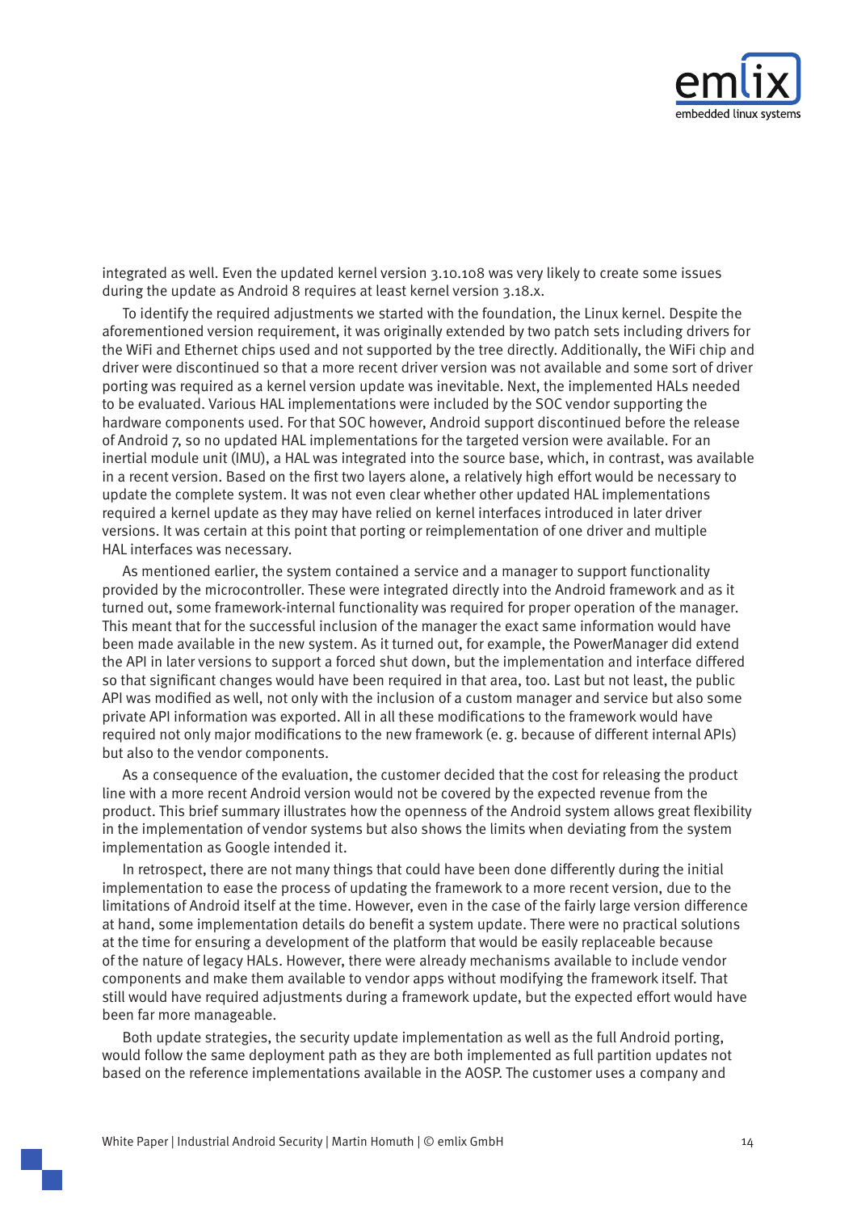integrated as well. Even the updated kernel version 3.10.108 was very likely to create some issues during the update as Android 8 requires at least kernel version 3.18.x.

To identify the required adjustments we started with the foundation, the Linux kernel. Despite the aforementioned version requirement, it was originally extended by two patch sets including drivers for the WiFi and Ethernet chips used and not supported by the tree directly. Additionally, the WiFi chip and driver were discontinued so that a more recent driver version was not available and some sort of driver porting was required as a kernel version update was inevitable. Next, the implemented HALs needed to be evaluated. Various HAL implementations were included by the SOC vendor supporting the hardware components used. For that SOC however, Android support discontinued before the release of Android 7, so no updated HAL implementations for the targeted version were available. For an inertial module unit (IMU), a HAL was integrated into the source base, which, in contrast, was available in a recent version. Based on the first two layers alone, a relatively high effort would be necessary to update the complete system. It was not even clear whether other updated HAL implementations required a kernel update as they may have relied on kernel interfaces introduced in later driver versions. It was certain at this point that porting or reimplementation of one driver and multiple HAL interfaces was necessary.

As mentioned earlier, the system contained a service and a manager to support functionality provided by the microcontroller. These were integrated directly into the Android framework and as it turned out, some framework-internal functionality was required for proper operation of the manager. This meant that for the successful inclusion of the manager the exact same information would have been made available in the new system. As it turned out, for example, the PowerManager did extend the API in later versions to support a forced shut down, but the implementation and interface differed so that significant changes would have been required in that area, too. Last but not least, the public API was modified as well, not only with the inclusion of a custom manager and service but also some private API information was exported. All in all these modifications to the framework would have required not only major modifications to the new framework (e. g. because of different internal APIs) but also to the vendor components.

As a consequence of the evaluation, the customer decided that the cost for releasing the product line with a more recent Android version would not be covered by the expected revenue from the product. This brief summary illustrates how the openness of the Android system allows great flexibility in the implementation of vendor systems but also shows the limits when deviating from the system implementation as Google intended it.

In retrospect, there are not many things that could have been done differently during the initial implementation to ease the process of updating the framework to a more recent version, due to the limitations of Android itself at the time. However, even in the case of the fairly large version difference at hand, some implementation details do benefit a system update. There were no practical solutions at the time for ensuring a development of the platform that would be easily replaceable because of the nature of legacy HALs. However, there were already mechanisms available to include vendor components and make them available to vendor apps without modifying the framework itself. That still would have required adjustments during a framework update, but the expected effort would have been far more manageable.

Both update strategies, the security update implementation as well as the full Android porting, would follow the same deployment path as they are both implemented as full partition updates not based on the reference implementations available in the AOSP. The customer uses a company and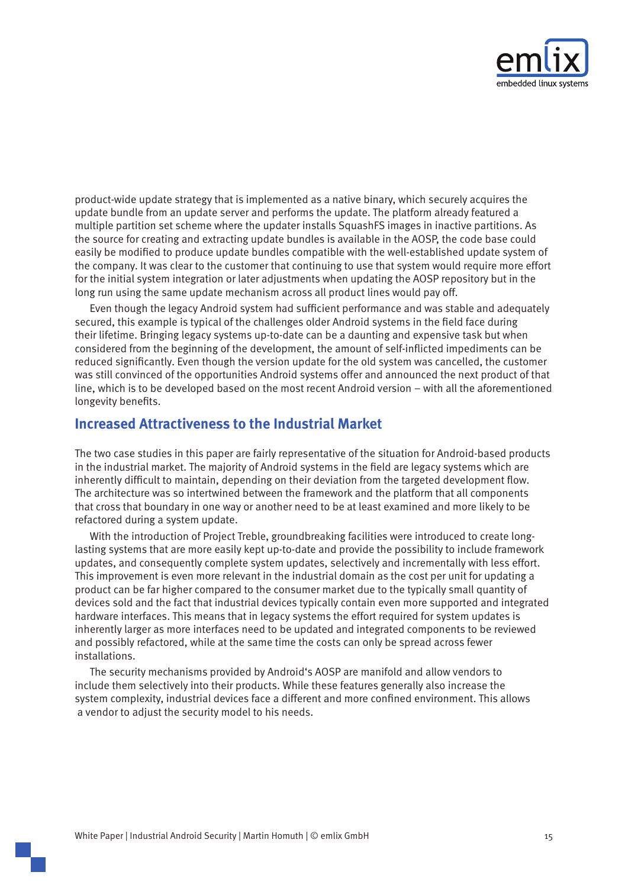product-wide update strategy that is implemented as a native binary, which securely acquires the update bundle from an update server and performs the update. The platform already featured a multiple partition set scheme where the updater installs SquashFS images in inactive partitions. As the source for creating and extracting update bundles is available in the AOSP, the code base could easily be modified to produce update bundles compatible with the well-established update system of the company. It was clear to the customer that continuing to use that system would require more effort for the initial system integration or later adjustments when updating the AOSP repository but in the long run using the same update mechanism across all product lines would pay off.

Even though the legacy Android system had sufficient performance and was stable and adequately secured, this example is typical of the challenges older Android systems in the field face during their lifetime. Bringing legacy systems up-to-date can be a daunting and expensive task but when considered from the beginning of the development, the amount of self-inflicted impediments can be reduced significantly. Even though the version update for the old system was cancelled, the customer was still convinced of the opportunities Android systems offer and announced the next product of that line, which is to be developed based on the most recent Android version – with all the aforementioned longevity benefits.

## Increased Attractiveness to the Industrial Market

The two case studies in this paper are fairly representative of the situation for Android-based products in the industrial market. The majority of Android systems in the field are legacy systems which are inherently difficult to maintain, depending on their deviation from the targeted development flow. The architecture was so intertwined between the framework and the platform that all components that cross that boundary in one way or another need to be at least examined and more likely to be refactored during a system update.

With the introduction of Project Treble, groundbreaking facilities were introduced to create long-lasting systems that are more easily kept up-to-date and provide the possibility to include framework updates, and consequently complete system updates, selectively and incrementally with less effort. This improvement is even more relevant in the industrial domain as the cost per unit for updating a product can be far higher compared to the consumer market due to the typically small quantity of devices sold and the fact that industrial devices typically contain even more supported and integrated hardware interfaces. This means that in legacy systems the effort required for system updates is inherently larger as more interfaces need to be updated and integrated components to be reviewed and possibly refactored, while at the same time the costs can only be spread across fewer installations.

The security mechanisms provided by Android's AOSP are manifold and allow vendors to include them selectively into their products. While these features generally also increase the system complexity, industrial devices face a different and more confined environment. This allows a vendor to adjust the security model to his needs.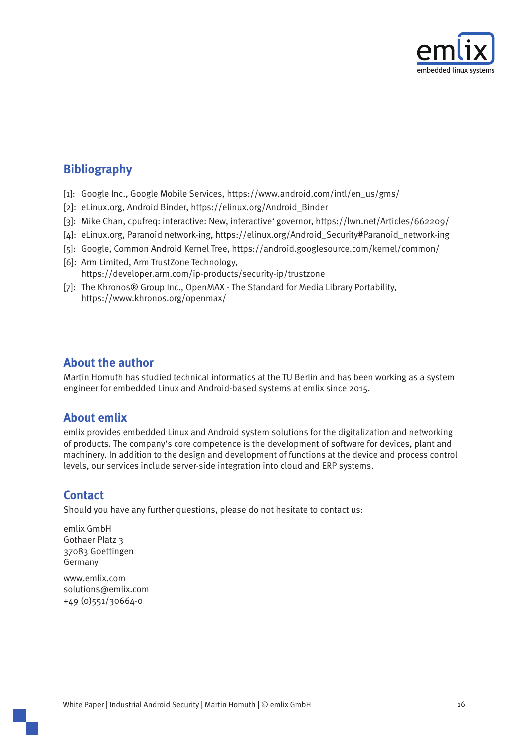## Bibliography

[1]: Google Inc., Google Mobile Services, https://www.android.com/intl/en_us/gms/

[2]: eLinux.org, Android Binder, https://elinux.org/Android_Binder

[3]: Mike Chan, cpufreq: interactive: New, interactive' governor, https://lwn.net/Articles/662209/

[4]: eLinux.org, Paranoid network-ing, https://elinux.org/Android_Security#Paranoid_network-ing

[5]: Google, Common Android Kernel Tree, https://android.googlesource.com/kernel/common/

[6]: Arm Limited, Arm TrustZone Technology, https://developer.arm.com/ip-products/security-ip/trustzone

[7]: The Khronos® Group Inc., OpenMAX - The Standard for Media Library Portability, https://www.khronos.org/openmax/

## About the author

Martin Homuth has studied technical informatics at the TU Berlin and has been working as a system engineer for embedded Linux and Android-based systems at emlix since 2015.

## About emlix

emlix provides embedded Linux and Android system solutions for the digitalization and networking of products. The company's core competence is the development of software for devices, plant and machinery. In addition to the design and development of functions at the device and process control levels, our services include server-side integration into cloud and ERP systems.

## Contact

Should you have any further questions, please do not hesitate to contact us:

emlix GmbH
Gothaer Platz 3
37083 Goettingen
Germany

www.emlix.com
solutions@emlix.com
+49 (0)551/30664-0